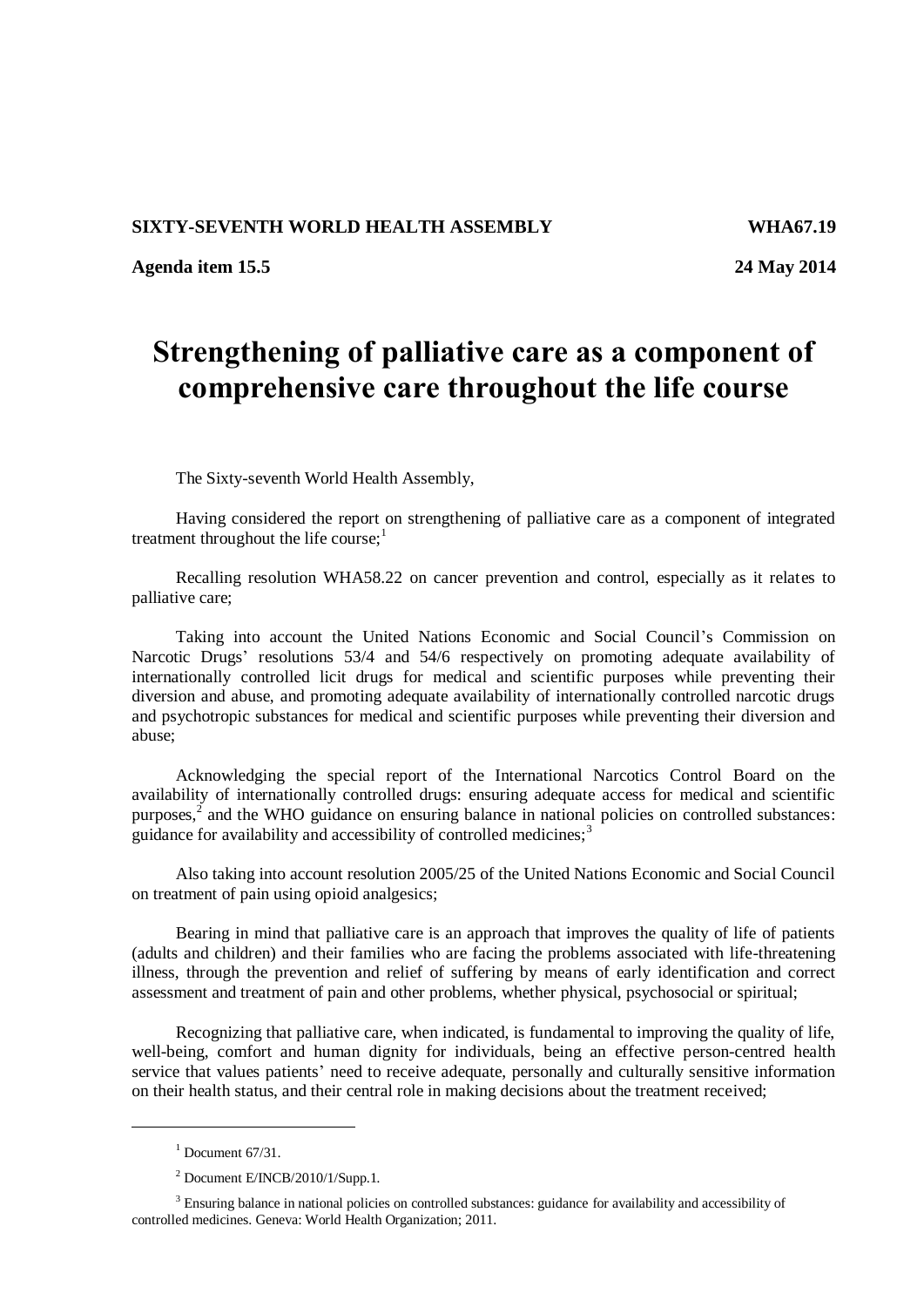**SIXTY-SEVENTH WORLD HEALTH ASSEMBLY** **WHA67.19**

**Agenda item 15.5** **24 May 2014**

# Strengthening of palliative care as a component of comprehensive care throughout the life course

The Sixty-seventh World Health Assembly,

Having considered the report on strengthening of palliative care as a component of integrated treatment throughout the life course;[1]

Recalling resolution WHA58.22 on cancer prevention and control, especially as it relates to palliative care;

Taking into account the United Nations Economic and Social Council's Commission on Narcotic Drugs' resolutions 53/4 and 54/6 respectively on promoting adequate availability of internationally controlled licit drugs for medical and scientific purposes while preventing their diversion and abuse, and promoting adequate availability of internationally controlled narcotic drugs and psychotropic substances for medical and scientific purposes while preventing their diversion and abuse;

Acknowledging the special report of the International Narcotics Control Board on the availability of internationally controlled drugs: ensuring adequate access for medical and scientific purposes,[2] and the WHO guidance on ensuring balance in national policies on controlled substances: guidance for availability and accessibility of controlled medicines;[3]

Also taking into account resolution 2005/25 of the United Nations Economic and Social Council on treatment of pain using opioid analgesics;

Bearing in mind that palliative care is an approach that improves the quality of life of patients (adults and children) and their families who are facing the problems associated with life-threatening illness, through the prevention and relief of suffering by means of early identification and correct assessment and treatment of pain and other problems, whether physical, psychosocial or spiritual;

Recognizing that palliative care, when indicated, is fundamental to improving the quality of life, well-being, comfort and human dignity for individuals, being an effective person-centred health service that values patients' need to receive adequate, personally and culturally sensitive information on their health status, and their central role in making decisions about the treatment received;

---

[1] Document 67/31.

[2] Document E/INCB/2010/1/Supp.1.

[3] Ensuring balance in national policies on controlled substances: guidance for availability and accessibility of controlled medicines. Geneva: World Health Organization; 2011.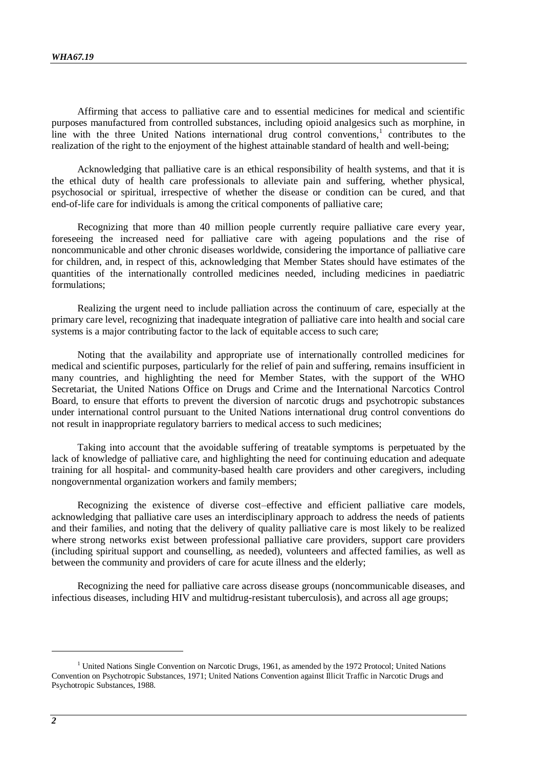Affirming that access to palliative care and to essential medicines for medical and scientific purposes manufactured from controlled substances, including opioid analgesics such as morphine, in line with the three United Nations international drug control conventions,[1] contributes to the realization of the right to the enjoyment of the highest attainable standard of health and well-being;

Acknowledging that palliative care is an ethical responsibility of health systems, and that it is the ethical duty of health care professionals to alleviate pain and suffering, whether physical, psychosocial or spiritual, irrespective of whether the disease or condition can be cured, and that end-of-life care for individuals is among the critical components of palliative care;

Recognizing that more than 40 million people currently require palliative care every year, foreseeing the increased need for palliative care with ageing populations and the rise of noncommunicable and other chronic diseases worldwide, considering the importance of palliative care for children, and, in respect of this, acknowledging that Member States should have estimates of the quantities of the internationally controlled medicines needed, including medicines in paediatric formulations;

Realizing the urgent need to include palliation across the continuum of care, especially at the primary care level, recognizing that inadequate integration of palliative care into health and social care systems is a major contributing factor to the lack of equitable access to such care;

Noting that the availability and appropriate use of internationally controlled medicines for medical and scientific purposes, particularly for the relief of pain and suffering, remains insufficient in many countries, and highlighting the need for Member States, with the support of the WHO Secretariat, the United Nations Office on Drugs and Crime and the International Narcotics Control Board, to ensure that efforts to prevent the diversion of narcotic drugs and psychotropic substances under international control pursuant to the United Nations international drug control conventions do not result in inappropriate regulatory barriers to medical access to such medicines;

Taking into account that the avoidable suffering of treatable symptoms is perpetuated by the lack of knowledge of palliative care, and highlighting the need for continuing education and adequate training for all hospital- and community-based health care providers and other caregivers, including nongovernmental organization workers and family members;

Recognizing the existence of diverse cost–effective and efficient palliative care models, acknowledging that palliative care uses an interdisciplinary approach to address the needs of patients and their families, and noting that the delivery of quality palliative care is most likely to be realized where strong networks exist between professional palliative care providers, support care providers (including spiritual support and counselling, as needed), volunteers and affected families, as well as between the community and providers of care for acute illness and the elderly;

Recognizing the need for palliative care across disease groups (noncommunicable diseases, and infectious diseases, including HIV and multidrug-resistant tuberculosis), and across all age groups;

---

[1] United Nations Single Convention on Narcotic Drugs, 1961, as amended by the 1972 Protocol; United Nations Convention on Psychotropic Substances, 1971; United Nations Convention against Illicit Traffic in Narcotic Drugs and Psychotropic Substances, 1988.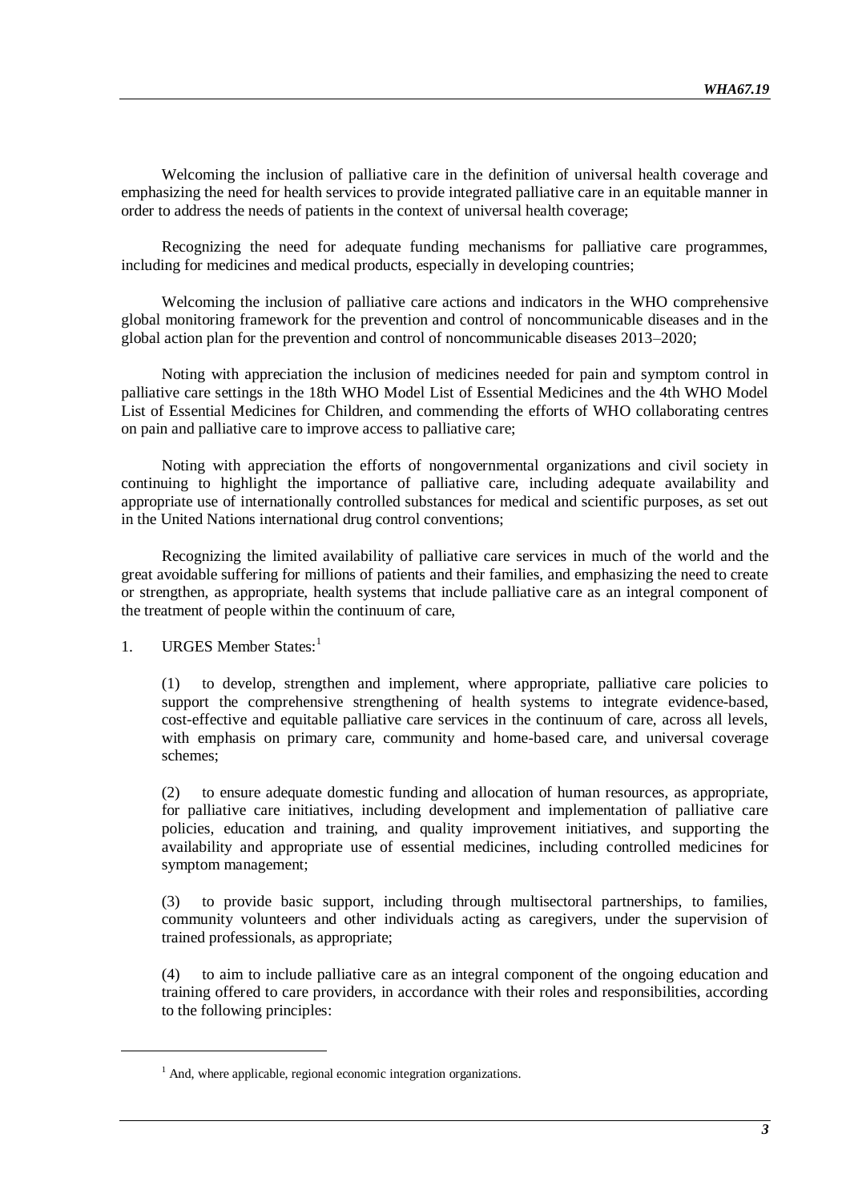Welcoming the inclusion of palliative care in the definition of universal health coverage and emphasizing the need for health services to provide integrated palliative care in an equitable manner in order to address the needs of patients in the context of universal health coverage;

Recognizing the need for adequate funding mechanisms for palliative care programmes, including for medicines and medical products, especially in developing countries;

Welcoming the inclusion of palliative care actions and indicators in the WHO comprehensive global monitoring framework for the prevention and control of noncommunicable diseases and in the global action plan for the prevention and control of noncommunicable diseases 2013–2020;

Noting with appreciation the inclusion of medicines needed for pain and symptom control in palliative care settings in the 18th WHO Model List of Essential Medicines and the 4th WHO Model List of Essential Medicines for Children, and commending the efforts of WHO collaborating centres on pain and palliative care to improve access to palliative care;

Noting with appreciation the efforts of nongovernmental organizations and civil society in continuing to highlight the importance of palliative care, including adequate availability and appropriate use of internationally controlled substances for medical and scientific purposes, as set out in the United Nations international drug control conventions;

Recognizing the limited availability of palliative care services in much of the world and the great avoidable suffering for millions of patients and their families, and emphasizing the need to create or strengthen, as appropriate, health systems that include palliative care as an integral component of the treatment of people within the continuum of care,

1. URGES Member States:[1]

(1) to develop, strengthen and implement, where appropriate, palliative care policies to support the comprehensive strengthening of health systems to integrate evidence-based, cost-effective and equitable palliative care services in the continuum of care, across all levels, with emphasis on primary care, community and home-based care, and universal coverage schemes;

(2) to ensure adequate domestic funding and allocation of human resources, as appropriate, for palliative care initiatives, including development and implementation of palliative care policies, education and training, and quality improvement initiatives, and supporting the availability and appropriate use of essential medicines, including controlled medicines for symptom management;

(3) to provide basic support, including through multisectoral partnerships, to families, community volunteers and other individuals acting as caregivers, under the supervision of trained professionals, as appropriate;

(4) to aim to include palliative care as an integral component of the ongoing education and training offered to care providers, in accordance with their roles and responsibilities, according to the following principles:

[1] And, where applicable, regional economic integration organizations.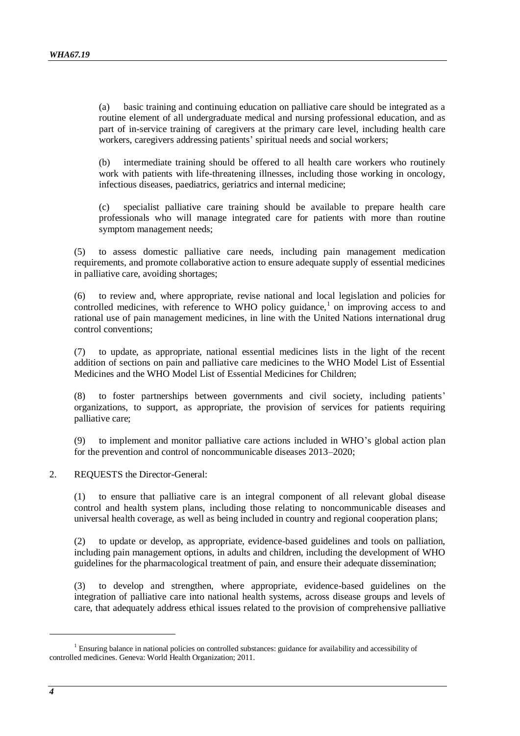(a) basic training and continuing education on palliative care should be integrated as a routine element of all undergraduate medical and nursing professional education, and as part of in-service training of caregivers at the primary care level, including health care workers, caregivers addressing patients' spiritual needs and social workers;

(b) intermediate training should be offered to all health care workers who routinely work with patients with life-threatening illnesses, including those working in oncology, infectious diseases, paediatrics, geriatrics and internal medicine;

(c) specialist palliative care training should be available to prepare health care professionals who will manage integrated care for patients with more than routine symptom management needs;

(5) to assess domestic palliative care needs, including pain management medication requirements, and promote collaborative action to ensure adequate supply of essential medicines in palliative care, avoiding shortages;

(6) to review and, where appropriate, revise national and local legislation and policies for controlled medicines, with reference to WHO policy guidance,[1] on improving access to and rational use of pain management medicines, in line with the United Nations international drug control conventions;

(7) to update, as appropriate, national essential medicines lists in the light of the recent addition of sections on pain and palliative care medicines to the WHO Model List of Essential Medicines and the WHO Model List of Essential Medicines for Children;

(8) to foster partnerships between governments and civil society, including patients' organizations, to support, as appropriate, the provision of services for patients requiring palliative care;

(9) to implement and monitor palliative care actions included in WHO's global action plan for the prevention and control of noncommunicable diseases 2013–2020;

2. REQUESTS the Director-General:

(1) to ensure that palliative care is an integral component of all relevant global disease control and health system plans, including those relating to noncommunicable diseases and universal health coverage, as well as being included in country and regional cooperation plans;

(2) to update or develop, as appropriate, evidence-based guidelines and tools on palliation, including pain management options, in adults and children, including the development of WHO guidelines for the pharmacological treatment of pain, and ensure their adequate dissemination;

(3) to develop and strengthen, where appropriate, evidence-based guidelines on the integration of palliative care into national health systems, across disease groups and levels of care, that adequately address ethical issues related to the provision of comprehensive palliative

---

[1] Ensuring balance in national policies on controlled substances: guidance for availability and accessibility of controlled medicines. Geneva: World Health Organization; 2011.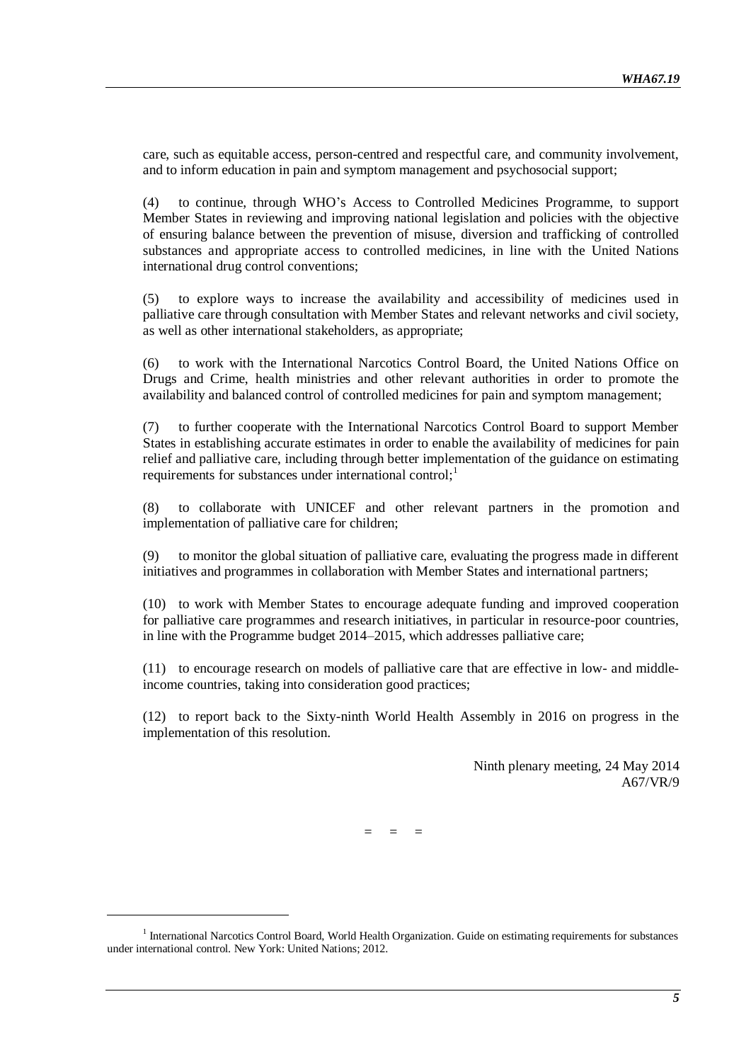care, such as equitable access, person-centred and respectful care, and community involvement, and to inform education in pain and symptom management and psychosocial support;

(4) to continue, through WHO's Access to Controlled Medicines Programme, to support Member States in reviewing and improving national legislation and policies with the objective of ensuring balance between the prevention of misuse, diversion and trafficking of controlled substances and appropriate access to controlled medicines, in line with the United Nations international drug control conventions;

(5) to explore ways to increase the availability and accessibility of medicines used in palliative care through consultation with Member States and relevant networks and civil society, as well as other international stakeholders, as appropriate;

(6) to work with the International Narcotics Control Board, the United Nations Office on Drugs and Crime, health ministries and other relevant authorities in order to promote the availability and balanced control of controlled medicines for pain and symptom management;

(7) to further cooperate with the International Narcotics Control Board to support Member States in establishing accurate estimates in order to enable the availability of medicines for pain relief and palliative care, including through better implementation of the guidance on estimating requirements for substances under international control;[1]

(8) to collaborate with UNICEF and other relevant partners in the promotion and implementation of palliative care for children;

(9) to monitor the global situation of palliative care, evaluating the progress made in different initiatives and programmes in collaboration with Member States and international partners;

(10) to work with Member States to encourage adequate funding and improved cooperation for palliative care programmes and research initiatives, in particular in resource-poor countries, in line with the Programme budget 2014–2015, which addresses palliative care;

(11) to encourage research on models of palliative care that are effective in low- and middle-income countries, taking into consideration good practices;

(12) to report back to the Sixty-ninth World Health Assembly in 2016 on progress in the implementation of this resolution.

Ninth plenary meeting, 24 May 2014
A67/VR/9

= = =

[1] International Narcotics Control Board, World Health Organization. Guide on estimating requirements for substances under international control. New York: United Nations; 2012.